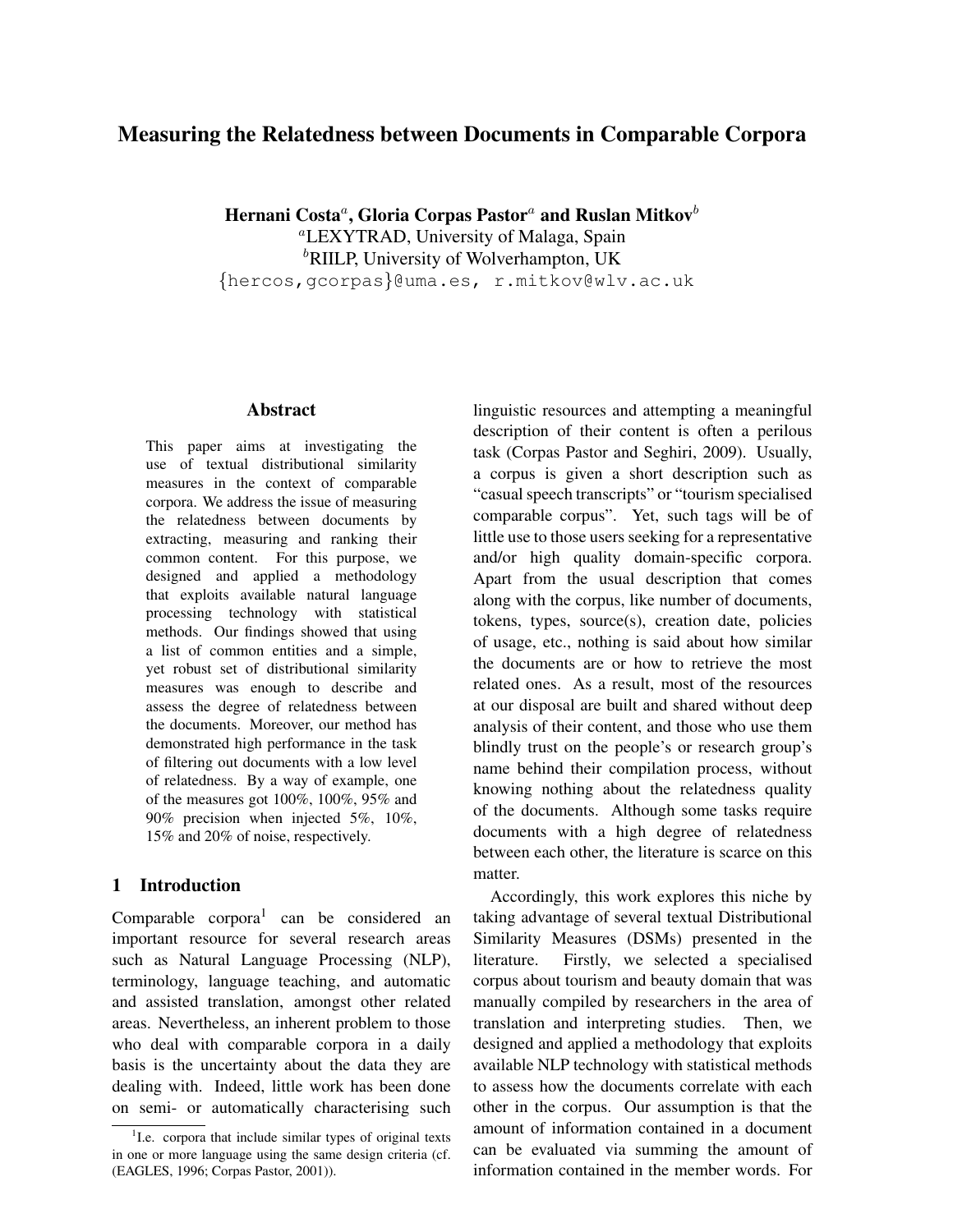# Measuring the Relatedness between Documents in Comparable Corpora

**Hernani Costa[a], Gloria Corpas Pastor[a] and Ruslan Mitkov[b]**
[a]LEXYTRAD, University of Malaga, Spain
[b]RIILP, University of Wolverhampton, UK
{hercos,gcorpas}@uma.es, r.mitkov@wlv.ac.uk

## Abstract

This paper aims at investigating the use of textual distributional similarity measures in the context of comparable corpora. We address the issue of measuring the relatedness between documents by extracting, measuring and ranking their common content. For this purpose, we designed and applied a methodology that exploits available natural language processing technology with statistical methods. Our findings showed that using a list of common entities and a simple, yet robust set of distributional similarity measures was enough to describe and assess the degree of relatedness between the documents. Moreover, our method has demonstrated high performance in the task of filtering out documents with a low level of relatedness. By a way of example, one of the measures got 100%, 100%, 95% and 90% precision when injected 5%, 10%, 15% and 20% of noise, respectively.

## 1 Introduction

Comparable corpora[1] can be considered an important resource for several research areas such as Natural Language Processing (NLP), terminology, language teaching, and automatic and assisted translation, amongst other related areas. Nevertheless, an inherent problem to those who deal with comparable corpora in a daily basis is the uncertainty about the data they are dealing with. Indeed, little work has been done on semi- or automatically characterising such linguistic resources and attempting a meaningful description of their content is often a perilous task (Corpas Pastor and Seghiri, 2009). Usually, a corpus is given a short description such as "casual speech transcripts" or "tourism specialised comparable corpus". Yet, such tags will be of little use to those users seeking for a representative and/or high quality domain-specific corpora. Apart from the usual description that comes along with the corpus, like number of documents, tokens, types, source(s), creation date, policies of usage, etc., nothing is said about how similar the documents are or how to retrieve the most related ones. As a result, most of the resources at our disposal are built and shared without deep analysis of their content, and those who use them blindly trust on the people's or research group's name behind their compilation process, without knowing nothing about the relatedness quality of the documents. Although some tasks require documents with a high degree of relatedness between each other, the literature is scarce on this matter.

Accordingly, this work explores this niche by taking advantage of several textual Distributional Similarity Measures (DSMs) presented in the literature. Firstly, we selected a specialised corpus about tourism and beauty domain that was manually compiled by researchers in the area of translation and interpreting studies. Then, we designed and applied a methodology that exploits available NLP technology with statistical methods to assess how the documents correlate with each other in the corpus. Our assumption is that the amount of information contained in a document can be evaluated via summing the amount of information contained in the member words. For

[1] I.e. corpora that include similar types of original texts in one or more language using the same design criteria (cf. (EAGLES, 1996; Corpas Pastor, 2001)).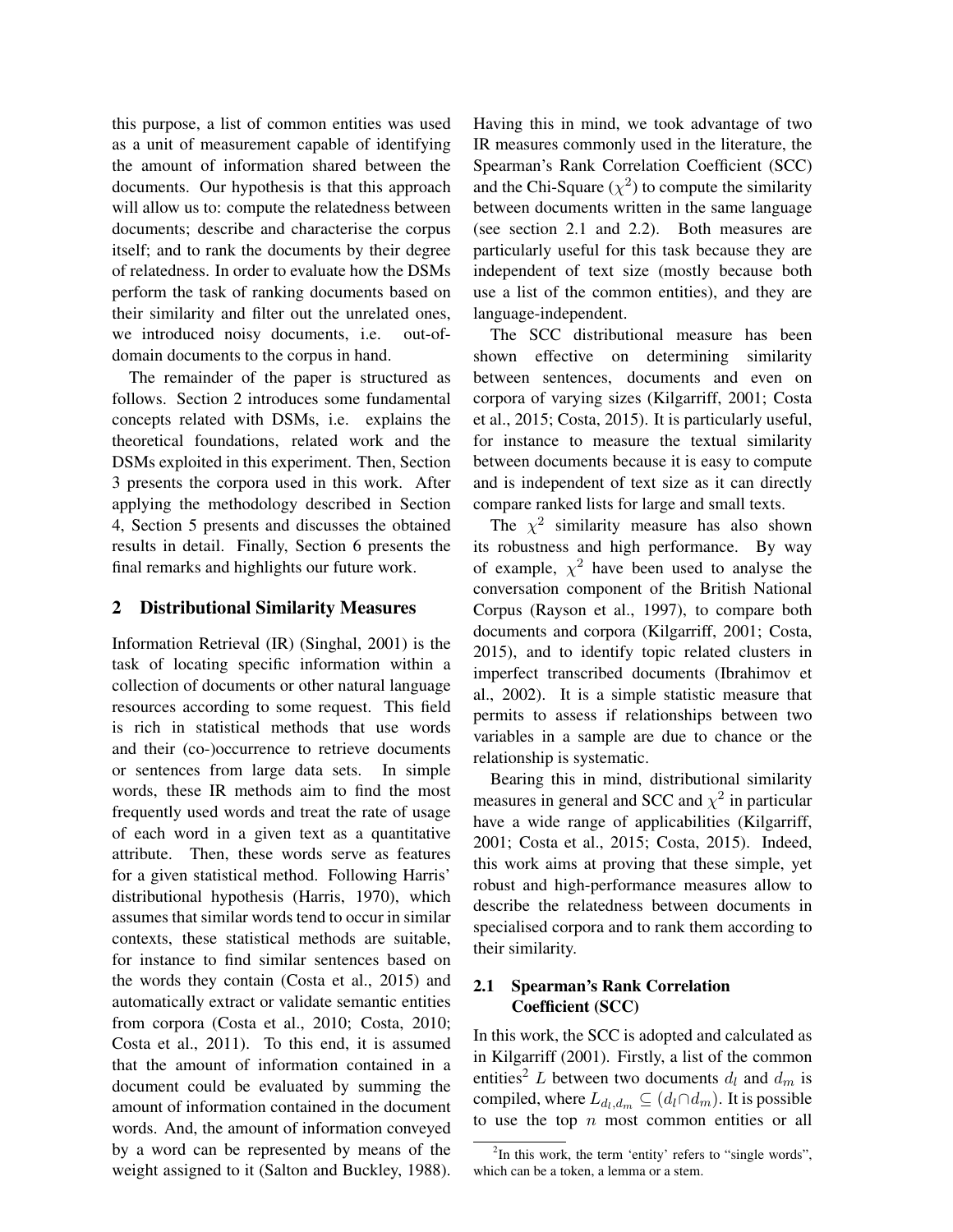this purpose, a list of common entities was used as a unit of measurement capable of identifying the amount of information shared between the documents. Our hypothesis is that this approach will allow us to: compute the relatedness between documents; describe and characterise the corpus itself; and to rank the documents by their degree of relatedness. In order to evaluate how the DSMs perform the task of ranking documents based on their similarity and filter out the unrelated ones, we introduced noisy documents, i.e. out-of-domain documents to the corpus in hand.

The remainder of the paper is structured as follows. Section 2 introduces some fundamental concepts related with DSMs, i.e. explains the theoretical foundations, related work and the DSMs exploited in this experiment. Then, Section 3 presents the corpora used in this work. After applying the methodology described in Section 4, Section 5 presents and discusses the obtained results in detail. Finally, Section 6 presents the final remarks and highlights our future work.

## 2 Distributional Similarity Measures

Information Retrieval (IR) (Singhal, 2001) is the task of locating specific information within a collection of documents or other natural language resources according to some request. This field is rich in statistical methods that use words and their (co-)occurrence to retrieve documents or sentences from large data sets. In simple words, these IR methods aim to find the most frequently used words and treat the rate of usage of each word in a given text as a quantitative attribute. Then, these words serve as features for a given statistical method. Following Harris' distributional hypothesis (Harris, 1970), which assumes that similar words tend to occur in similar contexts, these statistical methods are suitable, for instance to find similar sentences based on the words they contain (Costa et al., 2015) and automatically extract or validate semantic entities from corpora (Costa et al., 2010; Costa, 2010; Costa et al., 2011). To this end, it is assumed that the amount of information contained in a document could be evaluated by summing the amount of information contained in the document words. And, the amount of information conveyed by a word can be represented by means of the weight assigned to it (Salton and Buckley, 1988).

Having this in mind, we took advantage of two IR measures commonly used in the literature, the Spearman's Rank Correlation Coefficient (SCC) and the Chi-Square ($\chi^2$) to compute the similarity between documents written in the same language (see section 2.1 and 2.2). Both measures are particularly useful for this task because they are independent of text size (mostly because both use a list of the common entities), and they are language-independent.

The SCC distributional measure has been shown effective on determining similarity between sentences, documents and even on corpora of varying sizes (Kilgarriff, 2001; Costa et al., 2015; Costa, 2015). It is particularly useful, for instance to measure the textual similarity between documents because it is easy to compute and is independent of text size as it can directly compare ranked lists for large and small texts.

The $\chi^2$ similarity measure has also shown its robustness and high performance. By way of example, $\chi^2$ have been used to analyse the conversation component of the British National Corpus (Rayson et al., 1997), to compare both documents and corpora (Kilgarriff, 2001; Costa, 2015), and to identify topic related clusters in imperfect transcribed documents (Ibrahimov et al., 2002). It is a simple statistic measure that permits to assess if relationships between two variables in a sample are due to chance or the relationship is systematic.

Bearing this in mind, distributional similarity measures in general and SCC and $\chi^2$ in particular have a wide range of applicabilities (Kilgarriff, 2001; Costa et al., 2015; Costa, 2015). Indeed, this work aims at proving that these simple, yet robust and high-performance measures allow to describe the relatedness between documents in specialised corpora and to rank them according to their similarity.

### 2.1 Spearman's Rank Correlation Coefficient (SCC)

In this work, the SCC is adopted and calculated as in Kilgarriff (2001). Firstly, a list of the common entities[2] $L$ between two documents $d_l$ and $d_m$ is compiled, where $L_{d_l,d_m} \subseteq (d_l \cap d_m)$. It is possible to use the top $n$ most common entities or all

[2] In this work, the term 'entity' refers to "single words", which can be a token, a lemma or a stem.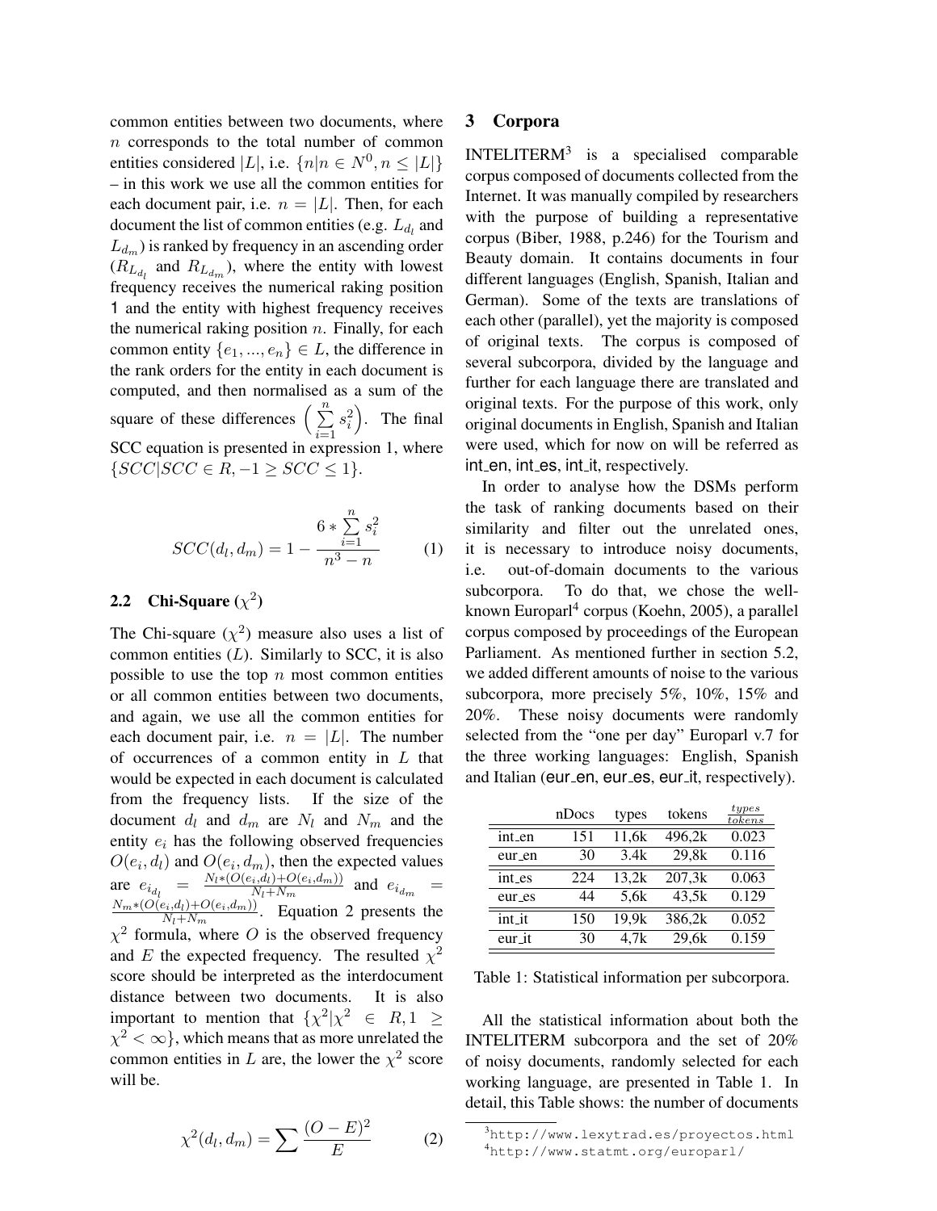common entities between two documents, where $n$ corresponds to the total number of common entities considered $|L|$, i.e. $\{n|n \in N^0, n \leq |L|\}$ – in this work we use all the common entities for each document pair, i.e. $n = |L|$. Then, for each document the list of common entities (e.g. $L_{d_l}$ and $L_{d_m}$) is ranked by frequency in an ascending order ($R_{L_{d_l}}$ and $R_{L_{d_m}}$), where the entity with lowest frequency receives the numerical raking position 1 and the entity with highest frequency receives the numerical raking position $n$. Finally, for each common entity $\{e_1, ..., e_n\} \in L$, the difference in the rank orders for the entity in each document is computed, and then normalised as a sum of the square of these differences $\left(\sum_{i=1}^{n} s_i^2\right)$. The final SCC equation is presented in expression 1, where $\{SCC|SCC \in R, -1 \geq SCC \leq 1\}$.

$$SCC(d_l, d_m) = 1 - \frac{6 * \sum_{i=1}^{n} s_i^2}{n^3 - n} \qquad (1)$$

### 2.2 Chi-Square ($\chi^2$)

The Chi-square ($\chi^2$) measure also uses a list of common entities ($L$). Similarly to SCC, it is also possible to use the top $n$ most common entities or all common entities between two documents, and again, we use all the common entities for each document pair, i.e. $n = |L|$. The number of occurrences of a common entity in $L$ that would be expected in each document is calculated from the frequency lists. If the size of the document $d_l$ and $d_m$ are $N_l$ and $N_m$ and the entity $e_i$ has the following observed frequencies $O(e_i, d_l)$ and $O(e_i, d_m)$, then the expected values are $e_{i_{d_l}} = \frac{N_l * (O(e_i,d_l) + O(e_i,d_m))}{N_l + N_m}$ and $e_{i_{d_m}} = \frac{N_m * (O(e_i,d_l) + O(e_i,d_m))}{N_l + N_m}$. Equation 2 presents the $\chi^2$ formula, where $O$ is the observed frequency and $E$ the expected frequency. The resulted $\chi^2$ score should be interpreted as the interdocument distance between two documents. It is also important to mention that $\{\chi^2 | \chi^2 \in R, 1 \geq \chi^2 < \infty\}$, which means that as more unrelated the common entities in $L$ are, the lower the $\chi^2$ score will be.

$$\chi^2(d_l, d_m) = \sum \frac{(O - E)^2}{E} \qquad (2)$$

## 3 Corpora

INTELITERM[3] is a specialised comparable corpus composed of documents collected from the Internet. It was manually compiled by researchers with the purpose of building a representative corpus (Biber, 1988, p.246) for the Tourism and Beauty domain. It contains documents in four different languages (English, Spanish, Italian and German). Some of the texts are translations of each other (parallel), yet the majority is composed of original texts. The corpus is composed of several subcorpora, divided by the language and further for each language there are translated and original texts. For the purpose of this work, only original documents in English, Spanish and Italian were used, which for now on will be referred as int_en, int_es, int_it, respectively.

In order to analyse how the DSMs perform the task of ranking documents based on their similarity and filter out the unrelated ones, it is necessary to introduce noisy documents, i.e. out-of-domain documents to the various subcorpora. To do that, we chose the well-known Europarl[4] corpus (Koehn, 2005), a parallel corpus composed by proceedings of the European Parliament. As mentioned further in section 5.2, we added different amounts of noise to the various subcorpora, more precisely 5%, 10%, 15% and 20%. These noisy documents were randomly selected from the "one per day" Europarl v.7 for the three working languages: English, Spanish and Italian (eur_en, eur_es, eur_it, respectively).

| | nDocs | types | tokens | $\frac{types}{tokens}$ |
|---|---|---|---|---|
| int_en | 151 | 11,6k | 496,2k | 0.023 |
| eur_en | 30 | 3.4k | 29,8k | 0.116 |
| int_es | 224 | 13,2k | 207,3k | 0.063 |
| eur_es | 44 | 5,6k | 43,5k | 0.129 |
| int_it | 150 | 19,9k | 386,2k | 0.052 |
| eur_it | 30 | 4,7k | 29,6k | 0.159 |

Table 1: Statistical information per subcorpora.

All the statistical information about both the INTELITERM subcorpora and the set of 20% of noisy documents, randomly selected for each working language, are presented in Table 1. In detail, this Table shows: the number of documents

[3] http://www.lexytrad.es/proyectos.html

[4] http://www.statmt.org/europarl/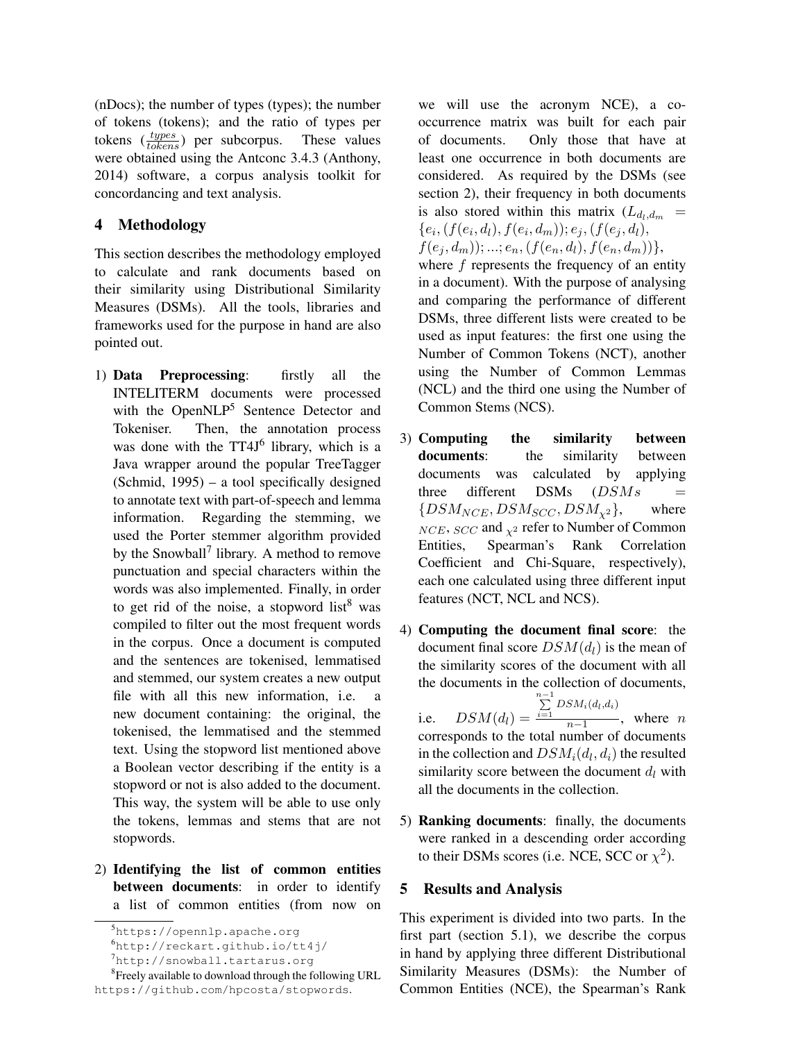(nDocs); the number of types (types); the number of tokens (tokens); and the ratio of types per tokens ($\frac{types}{tokens}$) per subcorpus. These values were obtained using the Antconc 3.4.3 (Anthony, 2014) software, a corpus analysis toolkit for concordancing and text analysis.

## 4 Methodology

This section describes the methodology employed to calculate and rank documents based on their similarity using Distributional Similarity Measures (DSMs). All the tools, libraries and frameworks used for the purpose in hand are also pointed out.

1) **Data Preprocessing**: firstly all the INTELITERM documents were processed with the OpenNLP[5] Sentence Detector and Tokeniser. Then, the annotation process was done with the TT4J[6] library, which is a Java wrapper around the popular TreeTagger (Schmid, 1995) – a tool specifically designed to annotate text with part-of-speech and lemma information. Regarding the stemming, we used the Porter stemmer algorithm provided by the Snowball[7] library. A method to remove punctuation and special characters within the words was also implemented. Finally, in order to get rid of the noise, a stopword list[8] was compiled to filter out the most frequent words in the corpus. Once a document is computed and the sentences are tokenised, lemmatised and stemmed, our system creates a new output file with all this new information, i.e. a new document containing: the original, the tokenised, the lemmatised and the stemmed text. Using the stopword list mentioned above a Boolean vector describing if the entity is a stopword or not is also added to the document. This way, the system will be able to use only the tokens, lemmas and stems that are not stopwords.

2) **Identifying the list of common entities between documents**: in order to identify a list of common entities (from now on we will use the acronym NCE), a co-occurrence matrix was built for each pair of documents. Only those that have at least one occurrence in both documents are considered. As required by the DSMs (see section 2), their frequency in both documents is also stored within this matrix ($L_{d_l,d_m} = \{e_i, (f(e_i, d_l), f(e_i, d_m)); e_j, (f(e_j, d_l), f(e_j, d_m)); ...; e_n, (f(e_n, d_l), f(e_n, d_m))\}$, where $f$ represents the frequency of an entity in a document). With the purpose of analysing and comparing the performance of different DSMs, three different lists were created to be used as input features: the first one using the Number of Common Tokens (NCT), another using the Number of Common Lemmas (NCL) and the third one using the Number of Common Stems (NCS).

3) **Computing the similarity between documents**: the similarity between documents was calculated by applying three different DSMs ($DSMs = \{DSM_{NCE}, DSM_{SCC}, DSM_{\chi^2}\}$, where $_{NCE}$, $_{SCC}$ and $_{\chi^2}$ refer to Number of Common Entities, Spearman's Rank Correlation Coefficient and Chi-Square, respectively), each one calculated using three different input features (NCT, NCL and NCS).

4) **Computing the document final score**: the document final score $DSM(d_l)$ is the mean of the similarity scores of the document with all the documents in the collection of documents, i.e. $DSM(d_l) = \frac{\sum_{i=1}^{n-1} DSM_i(d_l,d_i)}{n-1}$, where $n$ corresponds to the total number of documents in the collection and $DSM_i(d_l, d_i)$ the resulted similarity score between the document $d_l$ with all the documents in the collection.

5) **Ranking documents**: finally, the documents were ranked in a descending order according to their DSMs scores (i.e. NCE, SCC or $\chi^2$).

## 5 Results and Analysis

This experiment is divided into two parts. In the first part (section 5.1), we describe the corpus in hand by applying three different Distributional Similarity Measures (DSMs): the Number of Common Entities (NCE), the Spearman's Rank

---

[5] https://opennlp.apache.org

[6] http://reckart.github.io/tt4j/

[7] http://snowball.tartarus.org

[8] Freely available to download through the following URL https://github.com/hpcosta/stopwords.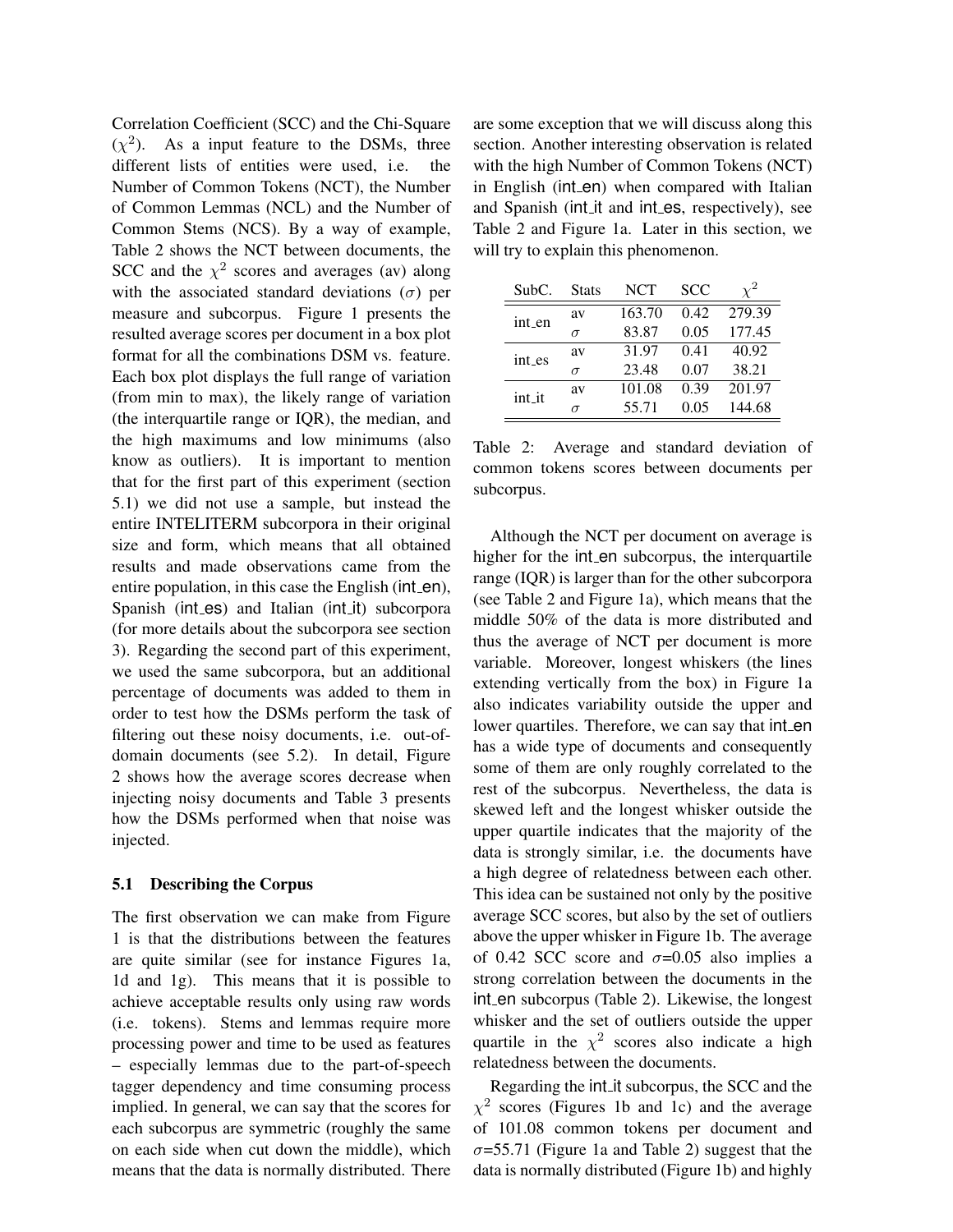Correlation Coefficient (SCC) and the Chi-Square ($\chi^2$). As a input feature to the DSMs, three different lists of entities were used, i.e. the Number of Common Tokens (NCT), the Number of Common Lemmas (NCL) and the Number of Common Stems (NCS). By a way of example, Table 2 shows the NCT between documents, the SCC and the $\chi^2$ scores and averages (av) along with the associated standard deviations ($\sigma$) per measure and subcorpus. Figure 1 presents the resulted average scores per document in a box plot format for all the combinations DSM vs. feature. Each box plot displays the full range of variation (from min to max), the likely range of variation (the interquartile range or IQR), the median, and the high maximums and low minimums (also know as outliers). It is important to mention that for the first part of this experiment (section 5.1) we did not use a sample, but instead the entire INTELITERM subcorpora in their original size and form, which means that all obtained results and made observations came from the entire population, in this case the English (int_en), Spanish (int_es) and Italian (int_it) subcorpora (for more details about the subcorpora see section 3). Regarding the second part of this experiment, we used the same subcorpora, but an additional percentage of documents was added to them in order to test how the DSMs perform the task of filtering out these noisy documents, i.e. out-of-domain documents (see 5.2). In detail, Figure 2 shows how the average scores decrease when injecting noisy documents and Table 3 presents how the DSMs performed when that noise was injected.

## 5.1 Describing the Corpus

The first observation we can make from Figure 1 is that the distributions between the features are quite similar (see for instance Figures 1a, 1d and 1g). This means that it is possible to achieve acceptable results only using raw words (i.e. tokens). Stems and lemmas require more processing power and time to be used as features – especially lemmas due to the part-of-speech tagger dependency and time consuming process implied. In general, we can say that the scores for each subcorpus are symmetric (roughly the same on each side when cut down the middle), which means that the data is normally distributed. There are some exception that we will discuss along this section. Another interesting observation is related with the high Number of Common Tokens (NCT) in English (int_en) when compared with Italian and Spanish (int_it and int_es, respectively), see Table 2 and Figure 1a. Later in this section, we will try to explain this phenomenon.

| SubC. | Stats | NCT | SCC | $\chi^2$ |
|---|---|---|---|---|
| int_en | av | 163.70 | 0.42 | 279.39 |
| | $\sigma$ | 83.87 | 0.05 | 177.45 |
| int_es | av | 31.97 | 0.41 | 40.92 |
| | $\sigma$ | 23.48 | 0.07 | 38.21 |
| int_it | av | 101.08 | 0.39 | 201.97 |
| | $\sigma$ | 55.71 | 0.05 | 144.68 |

Table 2: Average and standard deviation of common tokens scores between documents per subcorpus.

Although the NCT per document on average is higher for the int_en subcorpus, the interquartile range (IQR) is larger than for the other subcorpora (see Table 2 and Figure 1a), which means that the middle 50% of the data is more distributed and thus the average of NCT per document is more variable. Moreover, longest whiskers (the lines extending vertically from the box) in Figure 1a also indicates variability outside the upper and lower quartiles. Therefore, we can say that int_en has a wide type of documents and consequently some of them are only roughly correlated to the rest of the subcorpus. Nevertheless, the data is skewed left and the longest whisker outside the upper quartile indicates that the majority of the data is strongly similar, i.e. the documents have a high degree of relatedness between each other. This idea can be sustained not only by the positive average SCC scores, but also by the set of outliers above the upper whisker in Figure 1b. The average of 0.42 SCC score and $\sigma$=0.05 also implies a strong correlation between the documents in the int_en subcorpus (Table 2). Likewise, the longest whisker and the set of outliers outside the upper quartile in the $\chi^2$ scores also indicate a high relatedness between the documents.

Regarding the int_it subcorpus, the SCC and the $\chi^2$ scores (Figures 1b and 1c) and the average of 101.08 common tokens per document and $\sigma$=55.71 (Figure 1a and Table 2) suggest that the data is normally distributed (Figure 1b) and highly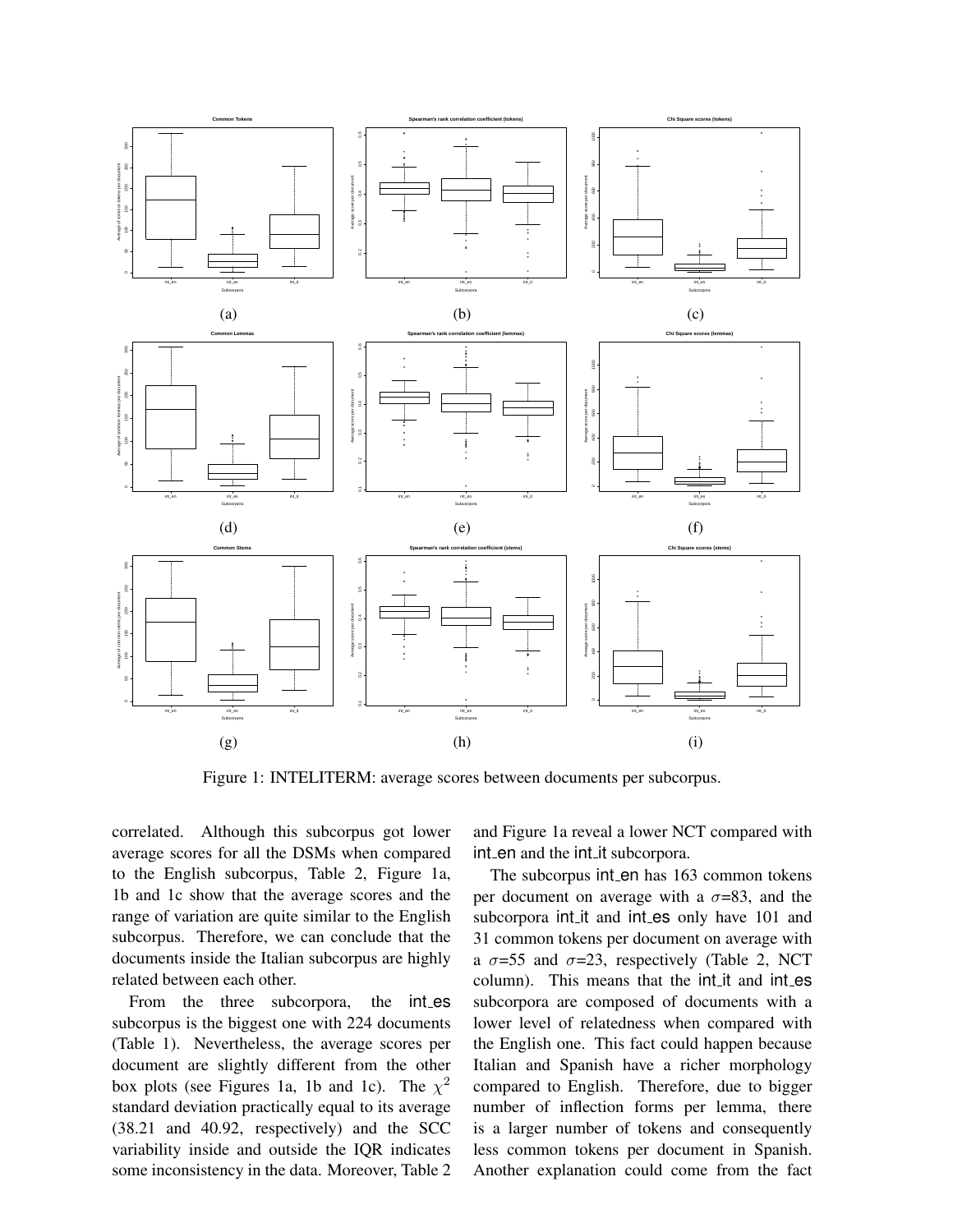Figure 1: INTELITERM: average scores between documents per subcorpus.

correlated. Although this subcorpus got lower average scores for all the DSMs when compared to the English subcorpus, Table 2, Figure 1a, 1b and 1c show that the average scores and the range of variation are quite similar to the English subcorpus. Therefore, we can conclude that the documents inside the Italian subcorpus are highly related between each other.

From the three subcorpora, the int_es subcorpus is the biggest one with 224 documents (Table 1). Nevertheless, the average scores per document are slightly different from the other box plots (see Figures 1a, 1b and 1c). The $\chi^2$ standard deviation practically equal to its average (38.21 and 40.92, respectively) and the SCC variability inside and outside the IQR indicates some inconsistency in the data. Moreover, Table 2 and Figure 1a reveal a lower NCT compared with int_en and the int_it subcorpora.

The subcorpus int_en has 163 common tokens per document on average with a $\sigma$=83, and the subcorpora int_it and int_es only have 101 and 31 common tokens per document on average with a $\sigma$=55 and $\sigma$=23, respectively (Table 2, NCT column). This means that the int_it and int_es subcorpora are composed of documents with a lower level of relatedness when compared with the English one. This fact could happen because Italian and Spanish have a richer morphology compared to English. Therefore, due to bigger number of inflection forms per lemma, there is a larger number of tokens and consequently less common tokens per document in Spanish. Another explanation could come from the fact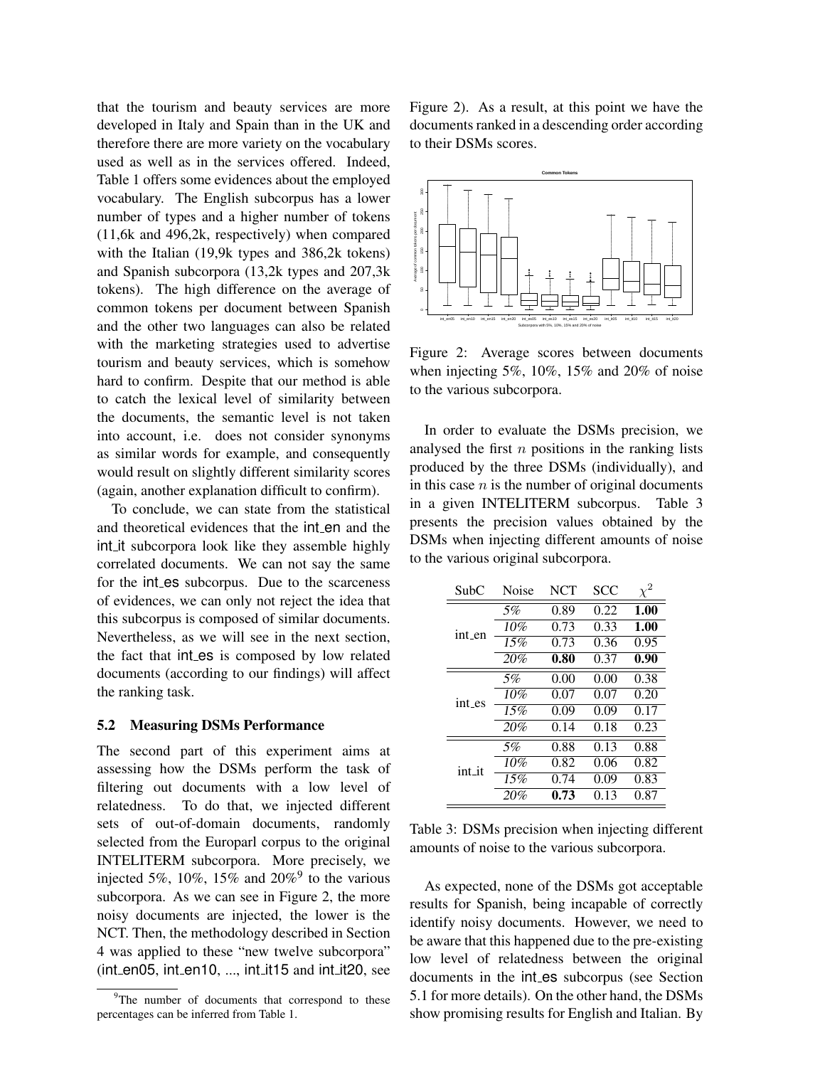that the tourism and beauty services are more developed in Italy and Spain than in the UK and therefore there are more variety on the vocabulary used as well as in the services offered. Indeed, Table 1 offers some evidences about the employed vocabulary. The English subcorpus has a lower number of types and a higher number of tokens (11,6k and 496,2k, respectively) when compared with the Italian (19,9k types and 386,2k tokens) and Spanish subcorpora (13,2k types and 207,3k tokens). The high difference on the average of common tokens per document between Spanish and the other two languages can also be related with the marketing strategies used to advertise tourism and beauty services, which is somehow hard to confirm. Despite that our method is able to catch the lexical level of similarity between the documents, the semantic level is not taken into account, i.e. does not consider synonyms as similar words for example, and consequently would result on slightly different similarity scores (again, another explanation difficult to confirm).

To conclude, we can state from the statistical and theoretical evidences that the int_en and the int_it subcorpora look like they assemble highly correlated documents. We can not say the same for the int_es subcorpus. Due to the scarceness of evidences, we can only not reject the idea that this subcorpus is composed of similar documents. Nevertheless, as we will see in the next section, the fact that int_es is composed by low related documents (according to our findings) will affect the ranking task.

### 5.2 Measuring DSMs Performance

The second part of this experiment aims at assessing how the DSMs perform the task of filtering out documents with a low level of relatedness. To do that, we injected different sets of out-of-domain documents, randomly selected from the Europarl corpus to the original INTELITERM subcorpora. More precisely, we injected 5%, 10%, 15% and 20%[9] to the various subcorpora. As we can see in Figure 2, the more noisy documents are injected, the lower is the NCT. Then, the methodology described in Section 4 was applied to these "new twelve subcorpora" (int_en05, int_en10, ..., int_it15 and int_it20, see Figure 2). As a result, at this point we have the documents ranked in a descending order according to their DSMs scores.

Figure 2: Average scores between documents when injecting 5%, 10%, 15% and 20% of noise to the various subcorpora.

In order to evaluate the DSMs precision, we analysed the first $n$ positions in the ranking lists produced by the three DSMs (individually), and in this case $n$ is the number of original documents in a given INTELITERM subcorpus. Table 3 presents the precision values obtained by the DSMs when injecting different amounts of noise to the various original subcorpora.

| SubC | Noise | NCT | SCC | $\chi^2$ |
|---|---|---|---|---|
| int_en | *5%* | 0.89 | 0.22 | **1.00** |
| | *10%* | 0.73 | 0.33 | **1.00** |
| | *15%* | 0.73 | 0.36 | 0.95 |
| | *20%* | **0.80** | 0.37 | **0.90** |
| int_es | *5%* | 0.00 | 0.00 | 0.38 |
| | *10%* | 0.07 | 0.07 | 0.20 |
| | *15%* | 0.09 | 0.09 | 0.17 |
| | *20%* | 0.14 | 0.18 | 0.23 |
| int_it | *5%* | 0.88 | 0.13 | 0.88 |
| | *10%* | 0.82 | 0.06 | 0.82 |
| | *15%* | 0.74 | 0.09 | 0.83 |
| | *20%* | **0.73** | 0.13 | 0.87 |

Table 3: DSMs precision when injecting different amounts of noise to the various subcorpora.

As expected, none of the DSMs got acceptable results for Spanish, being incapable of correctly identify noisy documents. However, we need to be aware that this happened due to the pre-existing low level of relatedness between the original documents in the int_es subcorpus (see Section 5.1 for more details). On the other hand, the DSMs show promising results for English and Italian. By

[9] The number of documents that correspond to these percentages can be inferred from Table 1.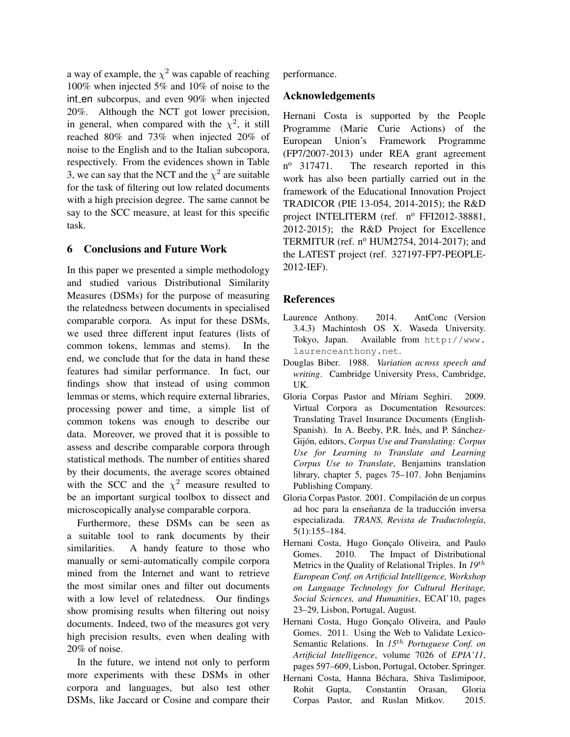a way of example, the $\chi^2$ was capable of reaching 100% when injected 5% and 10% of noise to the int_en subcorpus, and even 90% when injected 20%. Although the NCT got lower precision, in general, when compared with the $\chi^2$, it still reached 80% and 73% when injected 20% of noise to the English and to the Italian subcopora, respectively. From the evidences shown in Table 3, we can say that the NCT and the $\chi^2$ are suitable for the task of filtering out low related documents with a high precision degree. The same cannot be say to the SCC measure, at least for this specific task.

## 6 Conclusions and Future Work

In this paper we presented a simple methodology and studied various Distributional Similarity Measures (DSMs) for the purpose of measuring the relatedness between documents in specialised comparable corpora. As input for these DSMs, we used three different input features (lists of common tokens, lemmas and stems). In the end, we conclude that for the data in hand these features had similar performance. In fact, our findings show that instead of using common lemmas or stems, which require external libraries, processing power and time, a simple list of common tokens was enough to describe our data. Moreover, we proved that it is possible to assess and describe comparable corpora through statistical methods. The number of entities shared by their documents, the average scores obtained with the SCC and the $\chi^2$ measure resulted to be an important surgical toolbox to dissect and microscopically analyse comparable corpora.

Furthermore, these DSMs can be seen as a suitable tool to rank documents by their similarities. A handy feature to those who manually or semi-automatically compile corpora mined from the Internet and want to retrieve the most similar ones and filter out documents with a low level of relatedness. Our findings show promising results when filtering out noisy documents. Indeed, two of the measures got very high precision results, even when dealing with 20% of noise.

In the future, we intend not only to perform more experiments with these DSMs in other corpora and languages, but also test other DSMs, like Jaccard or Cosine and compare their performance.

## Acknowledgements

Hernani Costa is supported by the People Programme (Marie Curie Actions) of the European Union's Framework Programme (FP7/2007-2013) under REA grant agreement nº 317471. The research reported in this work has also been partially carried out in the framework of the Educational Innovation Project TRADICOR (PIE 13-054, 2014-2015); the R&D project INTELITERM (ref. nº FFI2012-38881, 2012-2015); the R&D Project for Excellence TERMITUR (ref. nº HUM2754, 2014-2017); and the LATEST project (ref. 327197-FP7-PEOPLE-2012-IEF).

## References

Laurence Anthony. 2014. AntConc (Version 3.4.3) Machintosh OS X. Waseda University. Tokyo, Japan. Available from http://www.laurenceanthony.net.

Douglas Biber. 1988. *Variation across speech and writing*. Cambridge University Press, Cambridge, UK.

Gloria Corpas Pastor and Míriam Seghiri. 2009. Virtual Corpora as Documentation Resources: Translating Travel Insurance Documents (English-Spanish). In A. Beeby, P.R. Inés, and P. Sánchez-Gijón, editors, *Corpus Use and Translating: Corpus Use for Learning to Translate and Learning Corpus Use to Translate*, Benjamins translation library, chapter 5, pages 75–107. John Benjamins Publishing Company.

Gloria Corpas Pastor. 2001. Compilación de un corpus ad hoc para la enseñanza de la traducción inversa especializada. *TRANS, Revista de Traductología*, 5(1):155–184.

Hernani Costa, Hugo Gonçalo Oliveira, and Paulo Gomes. 2010. The Impact of Distributional Metrics in the Quality of Relational Triples. In *$19^{th}$ European Conf. on Artificial Intelligence, Workshop on Language Technology for Cultural Heritage, Social Sciences, and Humanities*, ECAI'10, pages 23–29, Lisbon, Portugal, August.

Hernani Costa, Hugo Gonçalo Oliveira, and Paulo Gomes. 2011. Using the Web to Validate Lexico-Semantic Relations. In *$15^{th}$ Portuguese Conf. on Artificial Intelligence*, volume 7026 of *EPIA'11*, pages 597–609, Lisbon, Portugal, October. Springer.

Hernani Costa, Hanna Béchara, Shiva Taslimipoor, Rohit Gupta, Constantin Orasan, Gloria Corpas Pastor, and Ruslan Mitkov. 2015.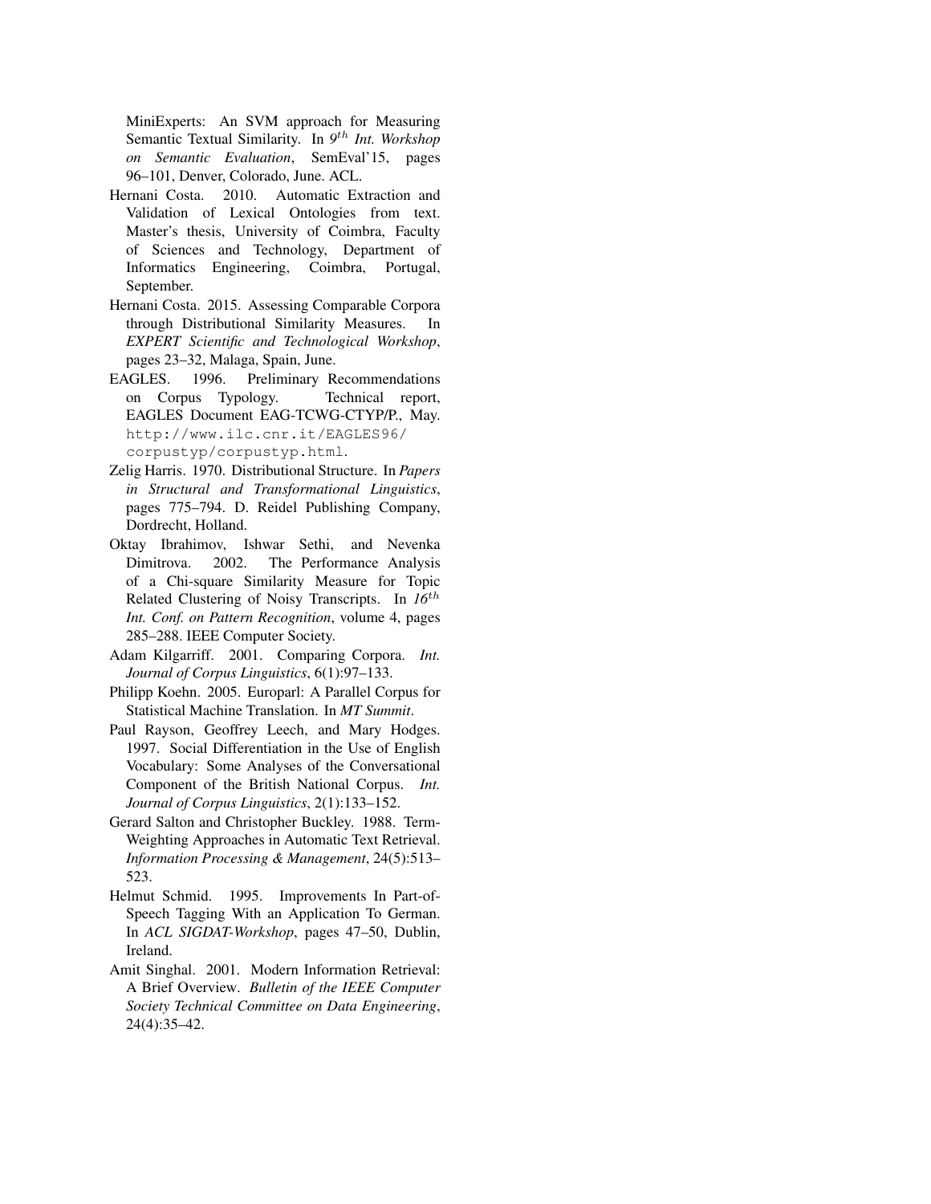MiniExperts: An SVM approach for Measuring Semantic Textual Similarity. In *9$^{th}$ Int. Workshop on Semantic Evaluation*, SemEval'15, pages 96–101, Denver, Colorado, June. ACL.

Hernani Costa. 2010. Automatic Extraction and Validation of Lexical Ontologies from text. Master's thesis, University of Coimbra, Faculty of Sciences and Technology, Department of Informatics Engineering, Coimbra, Portugal, September.

Hernani Costa. 2015. Assessing Comparable Corpora through Distributional Similarity Measures. In *EXPERT Scientific and Technological Workshop*, pages 23–32, Malaga, Spain, June.

EAGLES. 1996. Preliminary Recommendations on Corpus Typology. Technical report, EAGLES Document EAG-TCWG-CTYP/P., May. http://www.ilc.cnr.it/EAGLES96/corpustyp/corpustyp.html.

Zelig Harris. 1970. Distributional Structure. In *Papers in Structural and Transformational Linguistics*, pages 775–794. D. Reidel Publishing Company, Dordrecht, Holland.

Oktay Ibrahimov, Ishwar Sethi, and Nevenka Dimitrova. 2002. The Performance Analysis of a Chi-square Similarity Measure for Topic Related Clustering of Noisy Transcripts. In *16$^{th}$ Int. Conf. on Pattern Recognition*, volume 4, pages 285–288. IEEE Computer Society.

Adam Kilgarriff. 2001. Comparing Corpora. *Int. Journal of Corpus Linguistics*, 6(1):97–133.

Philipp Koehn. 2005. Europarl: A Parallel Corpus for Statistical Machine Translation. In *MT Summit*.

Paul Rayson, Geoffrey Leech, and Mary Hodges. 1997. Social Differentiation in the Use of English Vocabulary: Some Analyses of the Conversational Component of the British National Corpus. *Int. Journal of Corpus Linguistics*, 2(1):133–152.

Gerard Salton and Christopher Buckley. 1988. Term-Weighting Approaches in Automatic Text Retrieval. *Information Processing & Management*, 24(5):513–523.

Helmut Schmid. 1995. Improvements In Part-of-Speech Tagging With an Application To German. In *ACL SIGDAT-Workshop*, pages 47–50, Dublin, Ireland.

Amit Singhal. 2001. Modern Information Retrieval: A Brief Overview. *Bulletin of the IEEE Computer Society Technical Committee on Data Engineering*, 24(4):35–42.